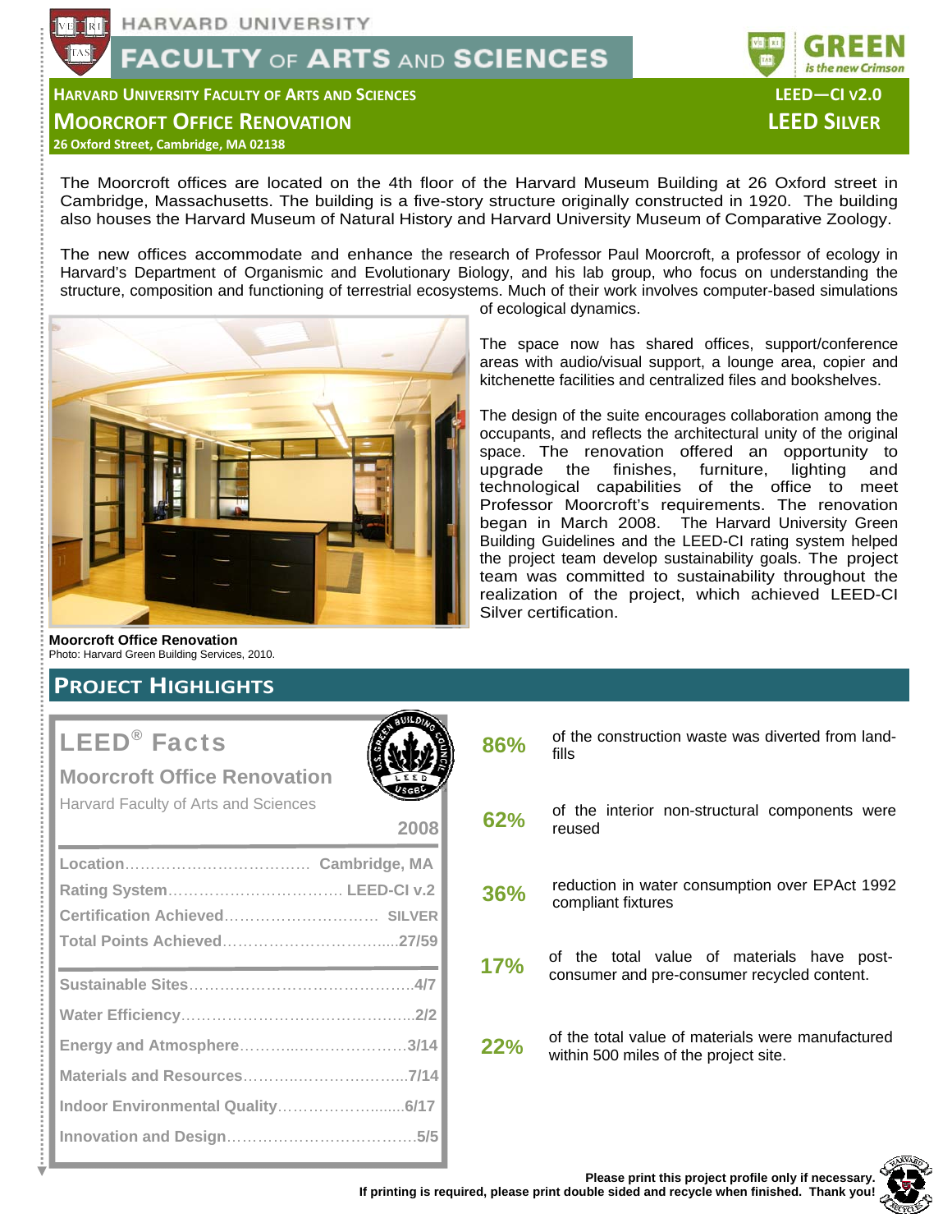HARVARD UNIVERSITY

FACULTY OF ARTS AND SCIENCES

GREEN is the new Crimson

## HARVARD UNIVERSITY FACULTY OF ARTS AND SCIENCES

# MOORCROFT OFFICE RENOVATION

26 Oxford Street, Cambridge, MA 02138

LEED—CI v2.0

LEED SILVER

The Moorcroft offices are located on the 4th floor of the Harvard Museum Building at 26 Oxford street in Cambridge, Massachusetts. The building is a five-story structure originally constructed in 1920. The building also houses the Harvard Museum of Natural History and Harvard University Museum of Comparative Zoology.

The new offices accommodate and enhance the research of Professor Paul Moorcroft, a professor of ecology in Harvard's Department of Organismic and Evolutionary Biology, and his lab group, who focus on understanding the structure, composition and functioning of terrestrial ecosystems. Much of their work involves computer-based simulations of ecological dynamics.

The space now has shared offices, support/conference areas with audio/visual support, a lounge area, copier and kitchenette facilities and centralized files and bookshelves.

The design of the suite encourages collaboration among the occupants, and reflects the architectural unity of the original space. The renovation offered an opportunity to upgrade the finishes, furniture, lighting and technological capabilities of the office to meet Professor Moorcroft's requirements. The renovation began in March 2008. The Harvard University Green Building Guidelines and the LEED-CI rating system helped the project team develop sustainability goals. The project team was committed to sustainability throughout the realization of the project, which achieved LEED-CI Silver certification.

**Moorcroft Office Renovation**
Photo: Harvard Green Building Services, 2010.

## PROJECT HIGHLIGHTS

### LEED® Facts

**Moorcroft Office Renovation**

Harvard Faculty of Arts and Sciences

2008

| | |
|---|---|
| Location | Cambridge, MA |
| Rating System | LEED-CI v.2 |
| Certification Achieved | SILVER |
| Total Points Achieved | 27/59 |
| Sustainable Sites | 4/7 |
| Water Efficiency | 2/2 |
| Energy and Atmosphere | 3/14 |
| Materials and Resources | 7/14 |
| Indoor Environmental Quality | 6/17 |
| Innovation and Design | 5/5 |

**86%** of the construction waste was diverted from landfills

**62%** of the interior non-structural components were reused

**36%** reduction in water consumption over EPAct 1992 compliant fixtures

**17%** of the total value of materials have post-consumer and pre-consumer recycled content.

**22%** of the total value of materials were manufactured within 500 miles of the project site.

**Please print this project profile only if necessary. If printing is required, please print double sided and recycle when finished. Thank you!**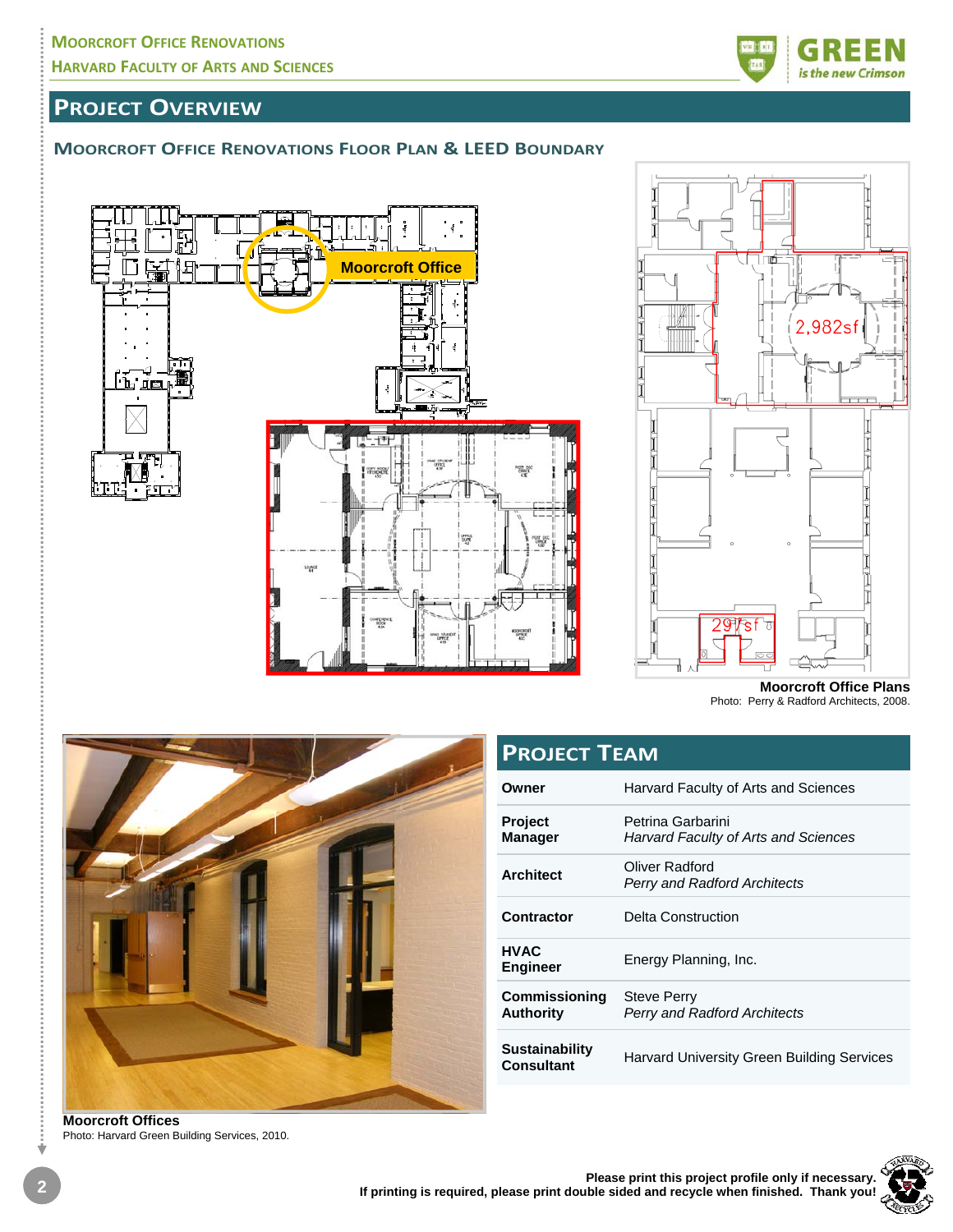# Project Overview

## Moorcroft Office Renovations Floor Plan & LEED Boundary

Moorcroft Office

2,982sf

297sf

**Moorcroft Office Plans**
Photo: Perry & Radford Architects, 2008.

**Moorcroft Offices**
Photo: Harvard Green Building Services, 2010.

## Project Team

| | |
|---|---|
| **Owner** | Harvard Faculty of Arts and Sciences |
| **Project Manager** | Petrina Garbarini<br>*Harvard Faculty of Arts and Sciences* |
| **Architect** | Oliver Radford<br>*Perry and Radford Architects* |
| **Contractor** | Delta Construction |
| **HVAC Engineer** | Energy Planning, Inc. |
| **Commissioning Authority** | Steve Perry<br>*Perry and Radford Architects* |
| **Sustainability Consultant** | Harvard University Green Building Services |

**Please print this project profile only if necessary.**
**If printing is required, please print double sided and recycle when finished. Thank you!**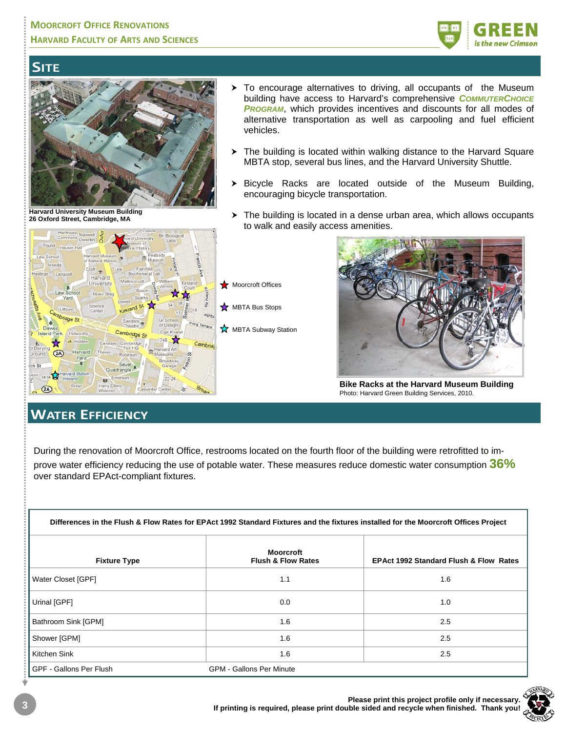## SITE

Harvard University Museum Building
26 Oxford Street, Cambridge, MA

- To encourage alternatives to driving, all occupants of the Museum building have access to Harvard's comprehensive ***CommuterChoice Program***, which provides incentives and discounts for all modes of alternative transportation as well as carpooling and fuel efficient vehicles.
- The building is located within walking distance to the Harvard Square MBTA stop, several bus lines, and the Harvard University Shuttle.
- Bicycle Racks are located outside of the Museum Building, encouraging bicycle transportation.
- The building is located in a dense urban area, which allows occupants to walk and easily access amenities.

Moorcroft Offices
MBTA Bus Stops
MBTA Subway Station

**Bike Racks at the Harvard Museum Building**
Photo: Harvard Green Building Services, 2010.

## WATER EFFICIENCY

During the renovation of Moorcroft Office, restrooms located on the fourth floor of the building were retrofitted to improve water efficiency reducing the use of potable water. These measures reduce domestic water consumption **36%** over standard EPAct-compliant fixtures.

**Differences in the Flush & Flow Rates for EPAct 1992 Standard Fixtures and the fixtures installed for the Moorcroft Offices Project**

| Fixture Type | Moorcroft Flush & Flow Rates | EPAct 1992 Standard Flush & Flow Rates |
|---|---|---|
| Water Closet [GPF] | 1.1 | 1.6 |
| Urinal [GPF] | 0.0 | 1.0 |
| Bathroom Sink [GPM] | 1.6 | 2.5 |
| Shower [GPM] | 1.6 | 2.5 |
| Kitchen Sink | 1.6 | 2.5 |
| GPF - Gallons Per Flush | GPM - Gallons Per Minute | |

**Please print this project profile only if necessary.**
**If printing is required, please print double sided and recycle when finished. Thank you!**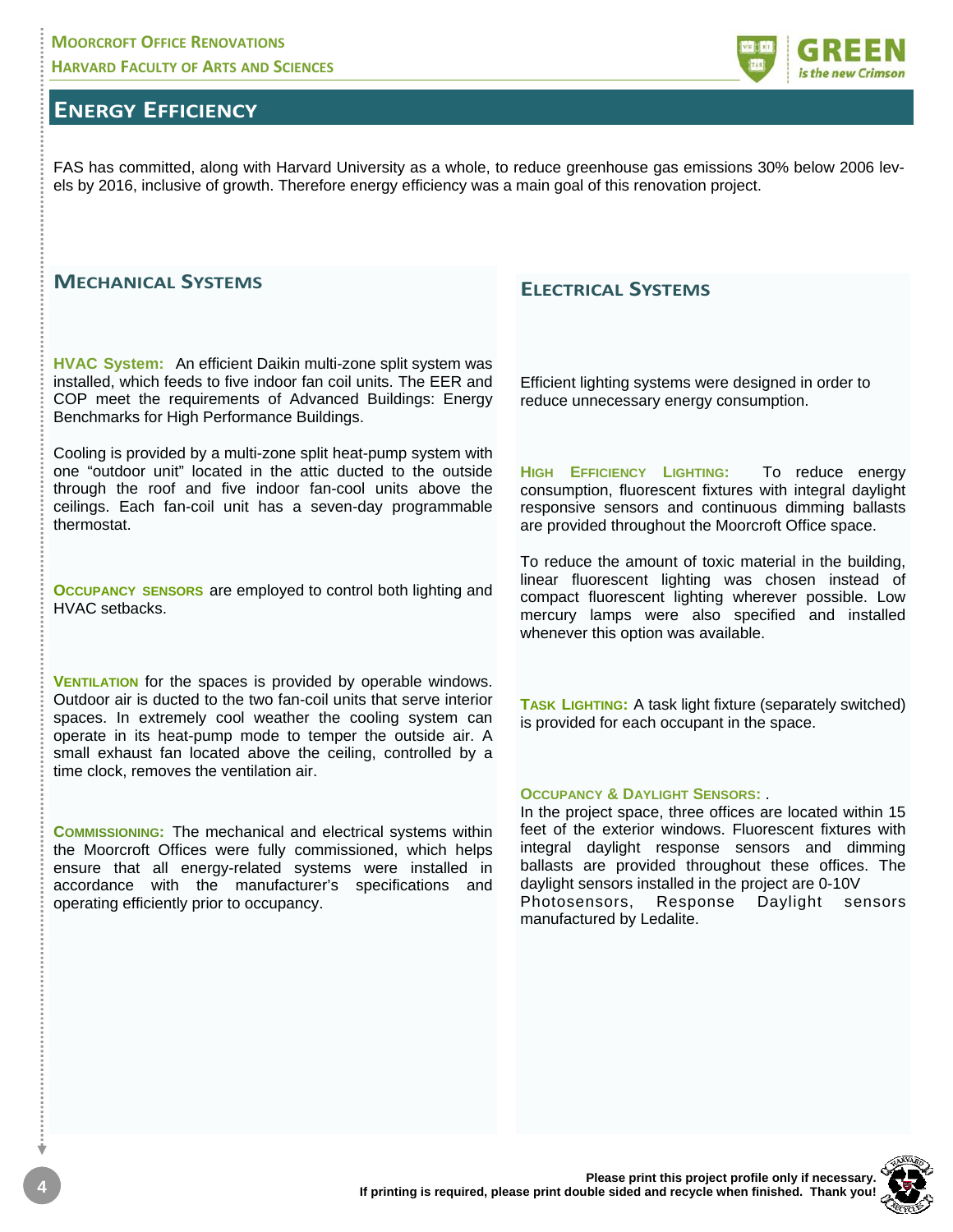# Energy Efficiency

FAS has committed, along with Harvard University as a whole, to reduce greenhouse gas emissions 30% below 2006 levels by 2016, inclusive of growth. Therefore energy efficiency was a main goal of this renovation project.

## Mechanical Systems

**HVAC System:** An efficient Daikin multi-zone split system was installed, which feeds to five indoor fan coil units. The EER and COP meet the requirements of Advanced Buildings: Energy Benchmarks for High Performance Buildings.

Cooling is provided by a multi-zone split heat-pump system with one "outdoor unit" located in the attic ducted to the outside through the roof and five indoor fan-cool units above the ceilings. Each fan-coil unit has a seven-day programmable thermostat.

**Occupancy sensors** are employed to control both lighting and HVAC setbacks.

**Ventilation** for the spaces is provided by operable windows. Outdoor air is ducted to the two fan-coil units that serve interior spaces. In extremely cool weather the cooling system can operate in its heat-pump mode to temper the outside air. A small exhaust fan located above the ceiling, controlled by a time clock, removes the ventilation air.

**Commissioning:** The mechanical and electrical systems within the Moorcroft Offices were fully commissioned, which helps ensure that all energy-related systems were installed in accordance with the manufacturer's specifications and operating efficiently prior to occupancy.

## Electrical Systems

Efficient lighting systems were designed in order to reduce unnecessary energy consumption.

**High Efficiency Lighting:** To reduce energy consumption, fluorescent fixtures with integral daylight responsive sensors and continuous dimming ballasts are provided throughout the Moorcroft Office space.

To reduce the amount of toxic material in the building, linear fluorescent lighting was chosen instead of compact fluorescent lighting wherever possible. Low mercury lamps were also specified and installed whenever this option was available.

**Task Lighting:** A task light fixture (separately switched) is provided for each occupant in the space.

**Occupancy & Daylight Sensors:** .

In the project space, three offices are located within 15 feet of the exterior windows. Fluorescent fixtures with integral daylight response sensors and dimming ballasts are provided throughout these offices. The daylight sensors installed in the project are 0-10V Photosensors, Response Daylight sensors manufactured by Ledalite.

**Please print this project profile only if necessary. If printing is required, please print double sided and recycle when finished. Thank you!**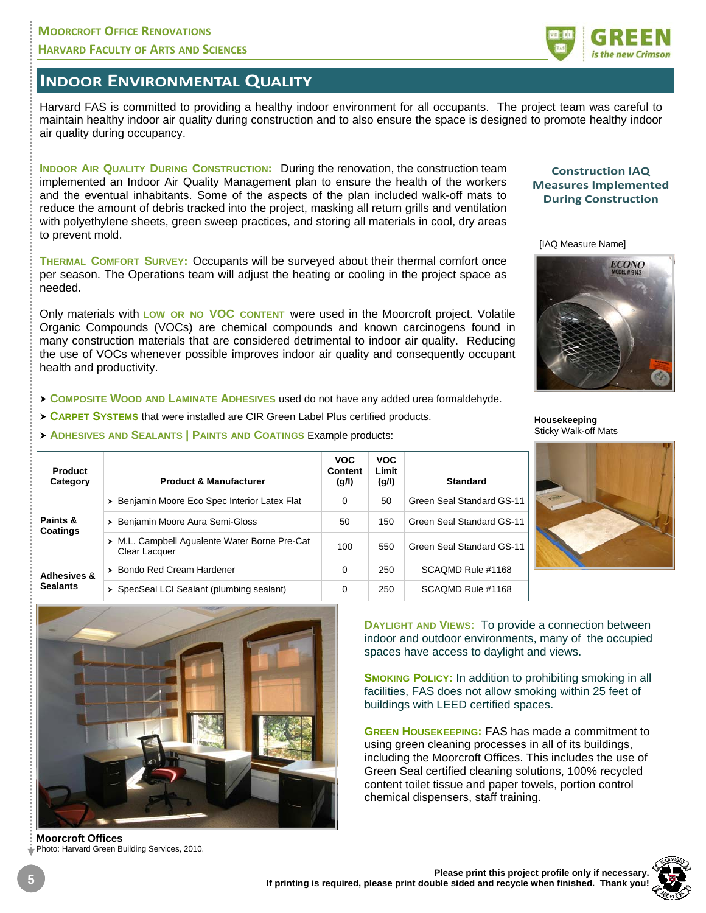## Indoor Environmental Quality

Harvard FAS is committed to providing a healthy indoor environment for all occupants. The project team was careful to maintain healthy indoor air quality during construction and to also ensure the space is designed to promote healthy indoor air quality during occupancy.

**Indoor Air Quality During Construction:** During the renovation, the construction team implemented an Indoor Air Quality Management plan to ensure the health of the workers and the eventual inhabitants. Some of the aspects of the plan included walk-off mats to reduce the amount of debris tracked into the project, masking all return grills and ventilation with polyethylene sheets, green sweep practices, and storing all materials in cool, dry areas to prevent mold.

**Thermal Comfort Survey:** Occupants will be surveyed about their thermal comfort once per season. The Operations team will adjust the heating or cooling in the project space as needed.

Only materials with **low or no VOC content** were used in the Moorcroft project. Volatile Organic Compounds (VOCs) are chemical compounds and known carcinogens found in many construction materials that are considered detrimental to indoor air quality. Reducing the use of VOCs whenever possible improves indoor air quality and consequently occupant health and productivity.

- **Composite Wood and Laminate Adhesives** used do not have any added urea formaldehyde.
- **Carpet Systems** that were installed are CIR Green Label Plus certified products.
- **Adhesives and Sealants | Paints and Coatings** Example products:

| Product Category | Product & Manufacturer | VOC Content (g/l) | VOC Limit (g/l) | Standard |
|---|---|---|---|---|
| Paints & Coatings | Benjamin Moore Eco Spec Interior Latex Flat | 0 | 50 | Green Seal Standard GS-11 |
| | Benjamin Moore Aura Semi-Gloss | 50 | 150 | Green Seal Standard GS-11 |
| | M.L. Campbell Agualente Water Borne Pre-Cat Clear Lacquer | 100 | 550 | Green Seal Standard GS-11 |
| Adhesives & Sealants | Bondo Red Cream Hardener | 0 | 250 | SCAQMD Rule #1168 |
| | SpecSeal LCI Sealant (plumbing sealant) | 0 | 250 | SCAQMD Rule #1168 |

**Construction IAQ Measures Implemented During Construction**

[IAQ Measure Name]

**Housekeeping**
Sticky Walk-off Mats

**Moorcroft Offices**
Photo: Harvard Green Building Services, 2010.

**Daylight and Views:** To provide a connection between indoor and outdoor environments, many of the occupied spaces have access to daylight and views.

**Smoking Policy:** In addition to prohibiting smoking in all facilities, FAS does not allow smoking within 25 feet of buildings with LEED certified spaces.

**Green Housekeeping:** FAS has made a commitment to using green cleaning processes in all of its buildings, including the Moorcroft Offices. This includes the use of Green Seal certified cleaning solutions, 100% recycled content toilet tissue and paper towels, portion control chemical dispensers, staff training.

**Please print this project profile only if necessary. If printing is required, please print double sided and recycle when finished. Thank you!**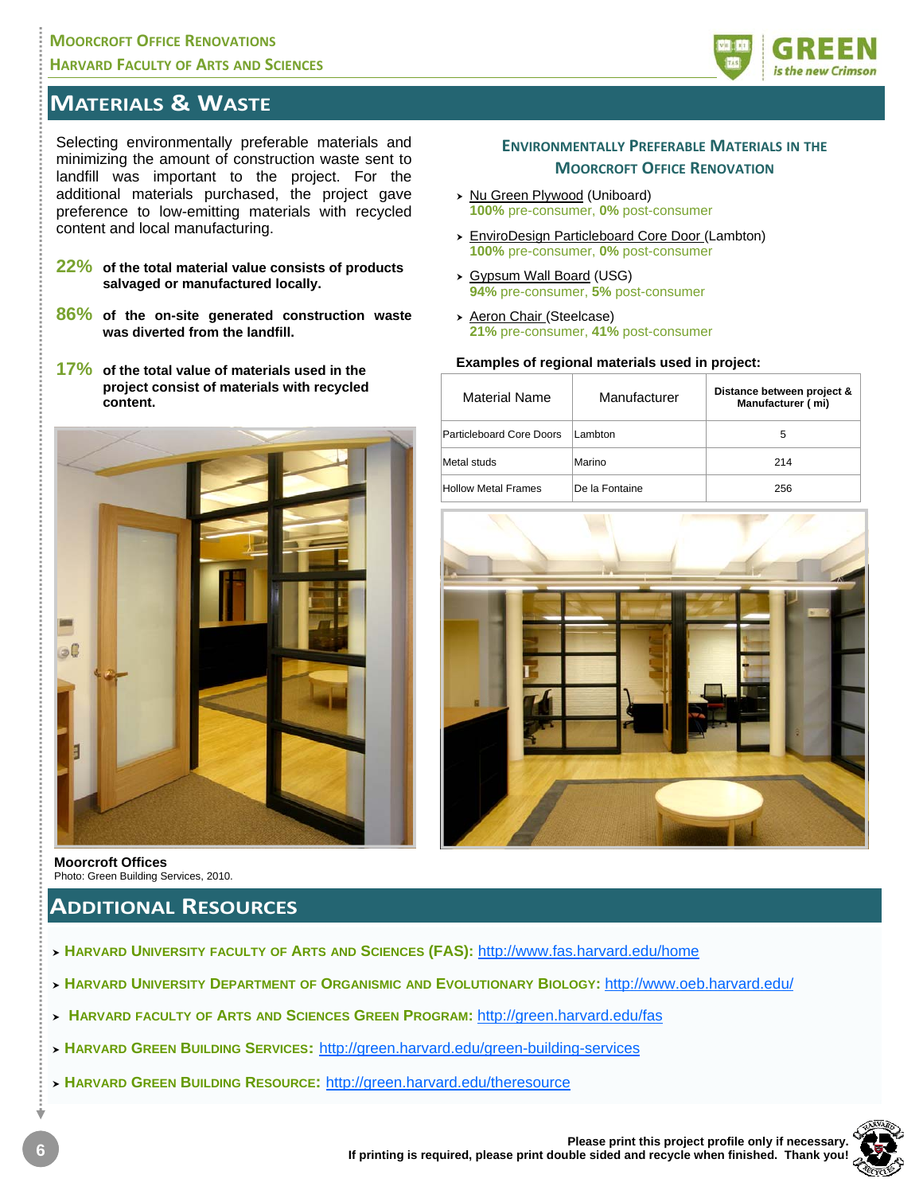## MATERIALS & WASTE

Selecting environmentally preferable materials and minimizing the amount of construction waste sent to landfill was important to the project. For the additional materials purchased, the project gave preference to low-emitting materials with recycled content and local manufacturing.

**22%** **of the total material value consists of products salvaged or manufactured locally.**

**86%** **of the on-site generated construction waste was diverted from the landfill.**

**17%** **of the total value of materials used in the project consist of materials with recycled content.**

### ENVIRONMENTALLY PREFERABLE MATERIALS IN THE MOORCROFT OFFICE RENOVATION

- Nu Green Plywood (Uniboard)
  **100%** pre-consumer, **0%** post-consumer
- EnviroDesign Particleboard Core Door (Lambton)
  **100%** pre-consumer, **0%** post-consumer
- Gypsum Wall Board (USG)
  **94%** pre-consumer, **5%** post-consumer
- Aeron Chair (Steelcase)
  **21%** pre-consumer, **41%** post-consumer

**Examples of regional materials used in project:**

| Material Name | Manufacturer | Distance between project & Manufacturer ( mi) |
|---|---|---|
| Particleboard Core Doors | Lambton | 5 |
| Metal studs | Marino | 214 |
| Hollow Metal Frames | De la Fontaine | 256 |

**Moorcroft Offices**
Photo: Green Building Services, 2010.

## ADDITIONAL RESOURCES

- **HARVARD UNIVERSITY FACULTY OF ARTS AND SCIENCES (FAS):** http://www.fas.harvard.edu/home
- **HARVARD UNIVERSITY DEPARTMENT OF ORGANISMIC AND EVOLUTIONARY BIOLOGY:** http://www.oeb.harvard.edu/
- **HARVARD FACULTY OF ARTS AND SCIENCES GREEN PROGRAM:** http://green.harvard.edu/fas
- **HARVARD GREEN BUILDING SERVICES:** http://green.harvard.edu/green-building-services
- **HARVARD GREEN BUILDING RESOURCE:** http://green.harvard.edu/theresource

**Please print this project profile only if necessary.**
**If printing is required, please print double sided and recycle when finished. Thank you!**